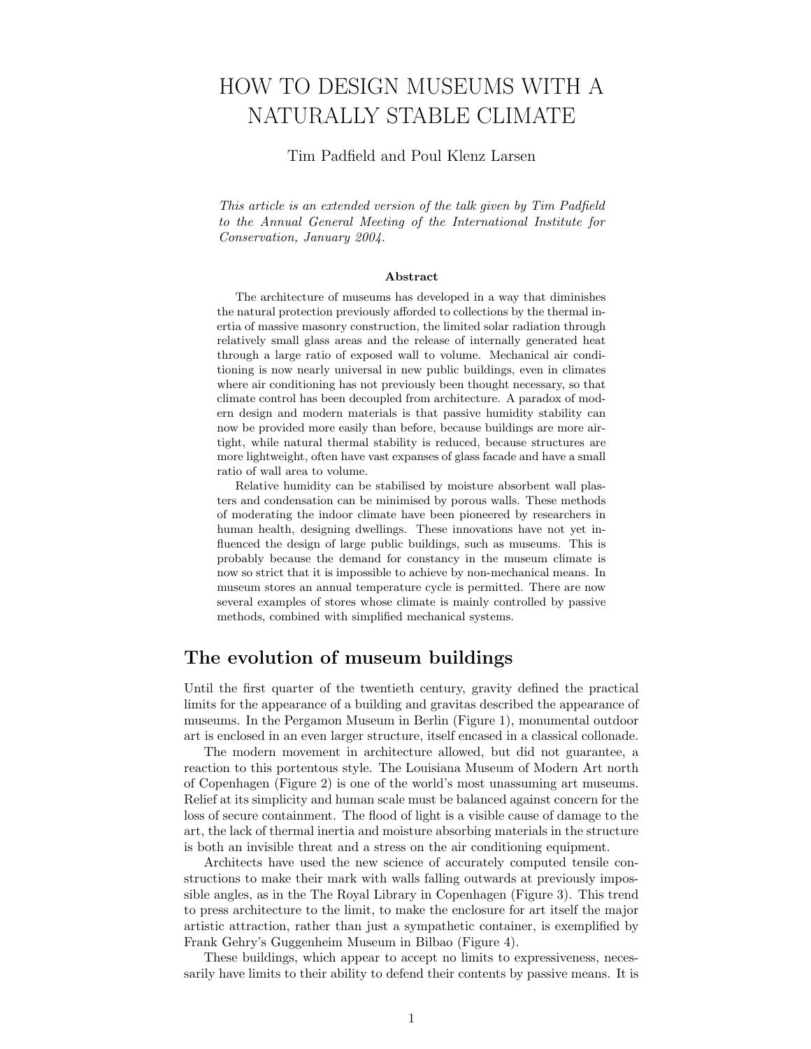# HOW TO DESIGN MUSEUMS WITH A NATURALLY STABLE CLIMATE

Tim Padfield and Poul Klenz Larsen

*This article is an extended version of the talk given by Tim Padfield to the Annual General Meeting of the International Institute for Conservation, January 2004.*

**Abstract**

The architecture of museums has developed in a way that diminishes the natural protection previously afforded to collections by the thermal inertia of massive masonry construction, the limited solar radiation through relatively small glass areas and the release of internally generated heat through a large ratio of exposed wall to volume. Mechanical air conditioning is now nearly universal in new public buildings, even in climates where air conditioning has not previously been thought necessary, so that climate control has been decoupled from architecture. A paradox of modern design and modern materials is that passive humidity stability can now be provided more easily than before, because buildings are more airtight, while natural thermal stability is reduced, because structures are more lightweight, often have vast expanses of glass facade and have a small ratio of wall area to volume.

Relative humidity can be stabilised by moisture absorbent wall plasters and condensation can be minimised by porous walls. These methods of moderating the indoor climate have been pioneered by researchers in human health, designing dwellings. These innovations have not yet influenced the design of large public buildings, such as museums. This is probably because the demand for constancy in the museum climate is now so strict that it is impossible to achieve by non-mechanical means. In museum stores an annual temperature cycle is permitted. There are now several examples of stores whose climate is mainly controlled by passive methods, combined with simplified mechanical systems.

## The evolution of museum buildings

Until the first quarter of the twentieth century, gravity defined the practical limits for the appearance of a building and gravitas described the appearance of museums. In the Pergamon Museum in Berlin (Figure 1), monumental outdoor art is enclosed in an even larger structure, itself encased in a classical collonade.

The modern movement in architecture allowed, but did not guarantee, a reaction to this portentous style. The Louisiana Museum of Modern Art north of Copenhagen (Figure 2) is one of the world's most unassuming art museums. Relief at its simplicity and human scale must be balanced against concern for the loss of secure containment. The flood of light is a visible cause of damage to the art, the lack of thermal inertia and moisture absorbing materials in the structure is both an invisible threat and a stress on the air conditioning equipment.

Architects have used the new science of accurately computed tensile constructions to make their mark with walls falling outwards at previously impossible angles, as in the The Royal Library in Copenhagen (Figure 3). This trend to press architecture to the limit, to make the enclosure for art itself the major artistic attraction, rather than just a sympathetic container, is exemplified by Frank Gehry's Guggenheim Museum in Bilbao (Figure 4).

These buildings, which appear to accept no limits to expressiveness, necessarily have limits to their ability to defend their contents by passive means. It is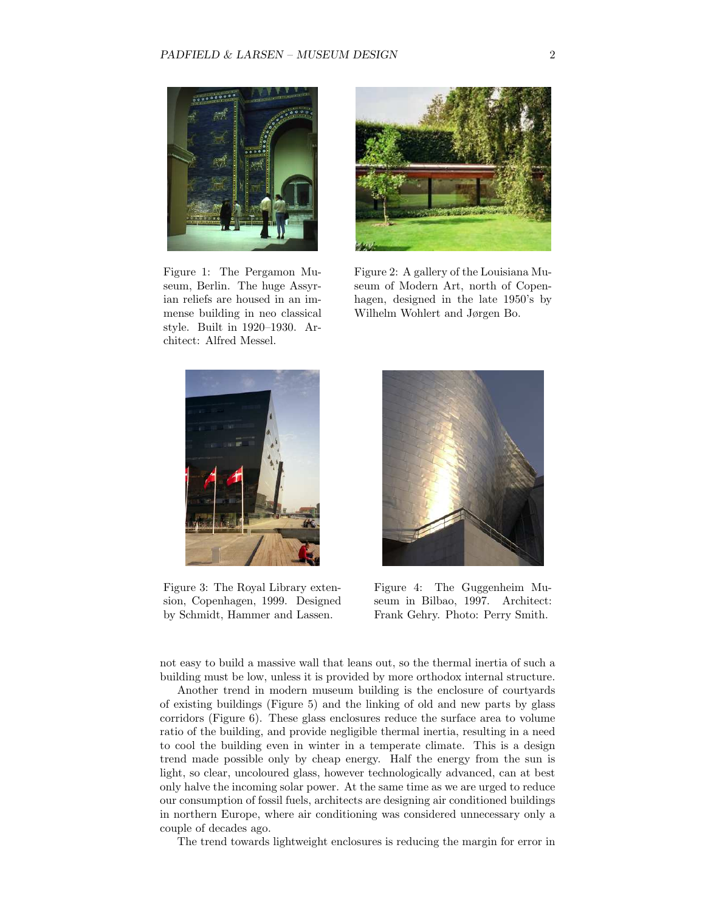Figure 1: The Pergamon Museum, Berlin. The huge Assyrian reliefs are housed in an immense building in neo classical style. Built in 1920–1930. Architect: Alfred Messel.

Figure 2: A gallery of the Louisiana Museum of Modern Art, north of Copenhagen, designed in the late 1950's by Wilhelm Wohlert and Jørgen Bo.

Figure 3: The Royal Library extension, Copenhagen, 1999. Designed by Schmidt, Hammer and Lassen.

Figure 4: The Guggenheim Museum in Bilbao, 1997. Architect: Frank Gehry. Photo: Perry Smith.

not easy to build a massive wall that leans out, so the thermal inertia of such a building must be low, unless it is provided by more orthodox internal structure.

Another trend in modern museum building is the enclosure of courtyards of existing buildings (Figure 5) and the linking of old and new parts by glass corridors (Figure 6). These glass enclosures reduce the surface area to volume ratio of the building, and provide negligible thermal inertia, resulting in a need to cool the building even in winter in a temperate climate. This is a design trend made possible only by cheap energy. Half the energy from the sun is light, so clear, uncoloured glass, however technologically advanced, can at best only halve the incoming solar power. At the same time as we are urged to reduce our consumption of fossil fuels, architects are designing air conditioned buildings in northern Europe, where air conditioning was considered unnecessary only a couple of decades ago.

The trend towards lightweight enclosures is reducing the margin for error in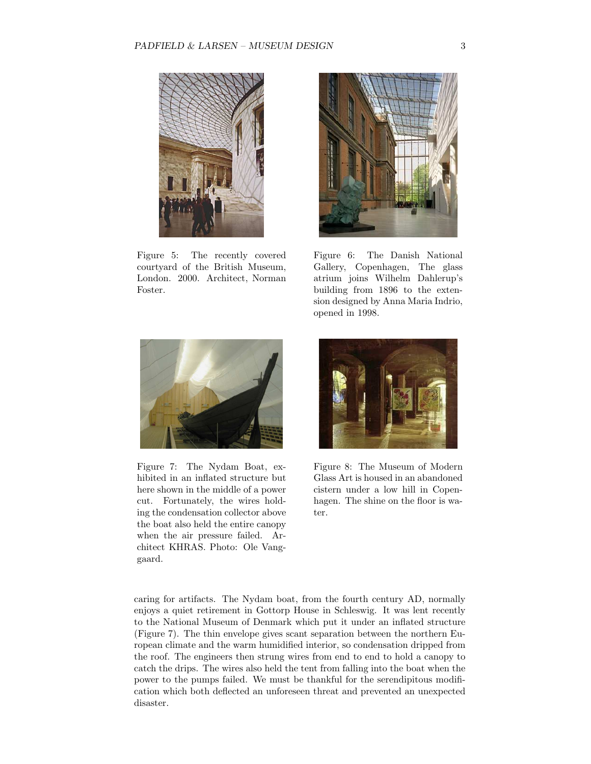Figure 5: The recently covered courtyard of the British Museum, London. 2000. Architect, Norman Foster.

Figure 6: The Danish National Gallery, Copenhagen, The glass atrium joins Wilhelm Dahlerup's building from 1896 to the extension designed by Anna Maria Indrio, opened in 1998.

Figure 7: The Nydam Boat, exhibited in an inflated structure but here shown in the middle of a power cut. Fortunately, the wires holding the condensation collector above the boat also held the entire canopy when the air pressure failed. Architect KHRAS. Photo: Ole Vanggaard.

Figure 8: The Museum of Modern Glass Art is housed in an abandoned cistern under a low hill in Copenhagen. The shine on the floor is water.

caring for artifacts. The Nydam boat, from the fourth century AD, normally enjoys a quiet retirement in Gottorp House in Schleswig. It was lent recently to the National Museum of Denmark which put it under an inflated structure (Figure 7). The thin envelope gives scant separation between the northern European climate and the warm humidified interior, so condensation dripped from the roof. The engineers then strung wires from end to end to hold a canopy to catch the drips. The wires also held the tent from falling into the boat when the power to the pumps failed. We must be thankful for the serendipitous modification which both deflected an unforeseen threat and prevented an unexpected disaster.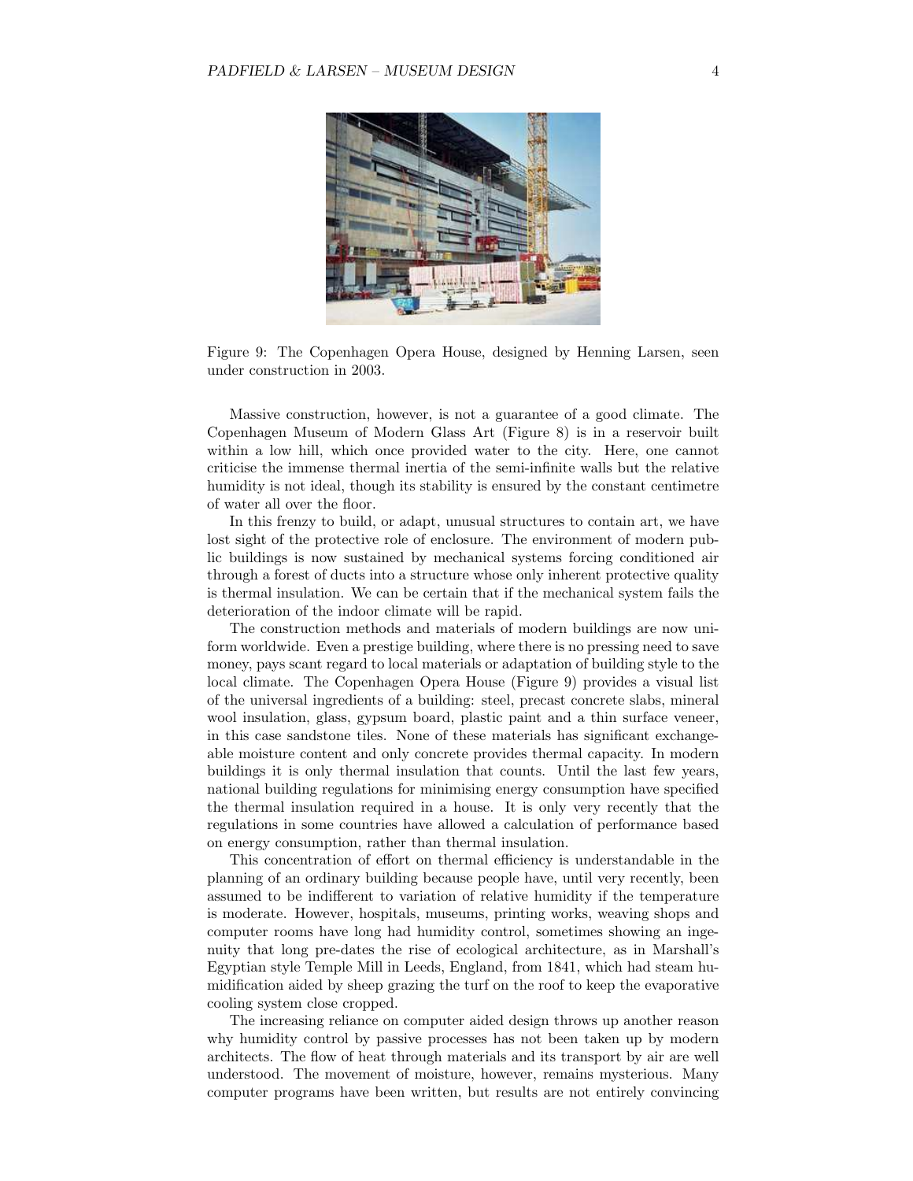Figure 9: The Copenhagen Opera House, designed by Henning Larsen, seen under construction in 2003.

Massive construction, however, is not a guarantee of a good climate. The Copenhagen Museum of Modern Glass Art (Figure 8) is in a reservoir built within a low hill, which once provided water to the city. Here, one cannot criticise the immense thermal inertia of the semi-infinite walls but the relative humidity is not ideal, though its stability is ensured by the constant centimetre of water all over the floor.

In this frenzy to build, or adapt, unusual structures to contain art, we have lost sight of the protective role of enclosure. The environment of modern public buildings is now sustained by mechanical systems forcing conditioned air through a forest of ducts into a structure whose only inherent protective quality is thermal insulation. We can be certain that if the mechanical system fails the deterioration of the indoor climate will be rapid.

The construction methods and materials of modern buildings are now uniform worldwide. Even a prestige building, where there is no pressing need to save money, pays scant regard to local materials or adaptation of building style to the local climate. The Copenhagen Opera House (Figure 9) provides a visual list of the universal ingredients of a building: steel, precast concrete slabs, mineral wool insulation, glass, gypsum board, plastic paint and a thin surface veneer, in this case sandstone tiles. None of these materials has significant exchangeable moisture content and only concrete provides thermal capacity. In modern buildings it is only thermal insulation that counts. Until the last few years, national building regulations for minimising energy consumption have specified the thermal insulation required in a house. It is only very recently that the regulations in some countries have allowed a calculation of performance based on energy consumption, rather than thermal insulation.

This concentration of effort on thermal efficiency is understandable in the planning of an ordinary building because people have, until very recently, been assumed to be indifferent to variation of relative humidity if the temperature is moderate. However, hospitals, museums, printing works, weaving shops and computer rooms have long had humidity control, sometimes showing an ingenuity that long pre-dates the rise of ecological architecture, as in Marshall's Egyptian style Temple Mill in Leeds, England, from 1841, which had steam humidification aided by sheep grazing the turf on the roof to keep the evaporative cooling system close cropped.

The increasing reliance on computer aided design throws up another reason why humidity control by passive processes has not been taken up by modern architects. The flow of heat through materials and its transport by air are well understood. The movement of moisture, however, remains mysterious. Many computer programs have been written, but results are not entirely convincing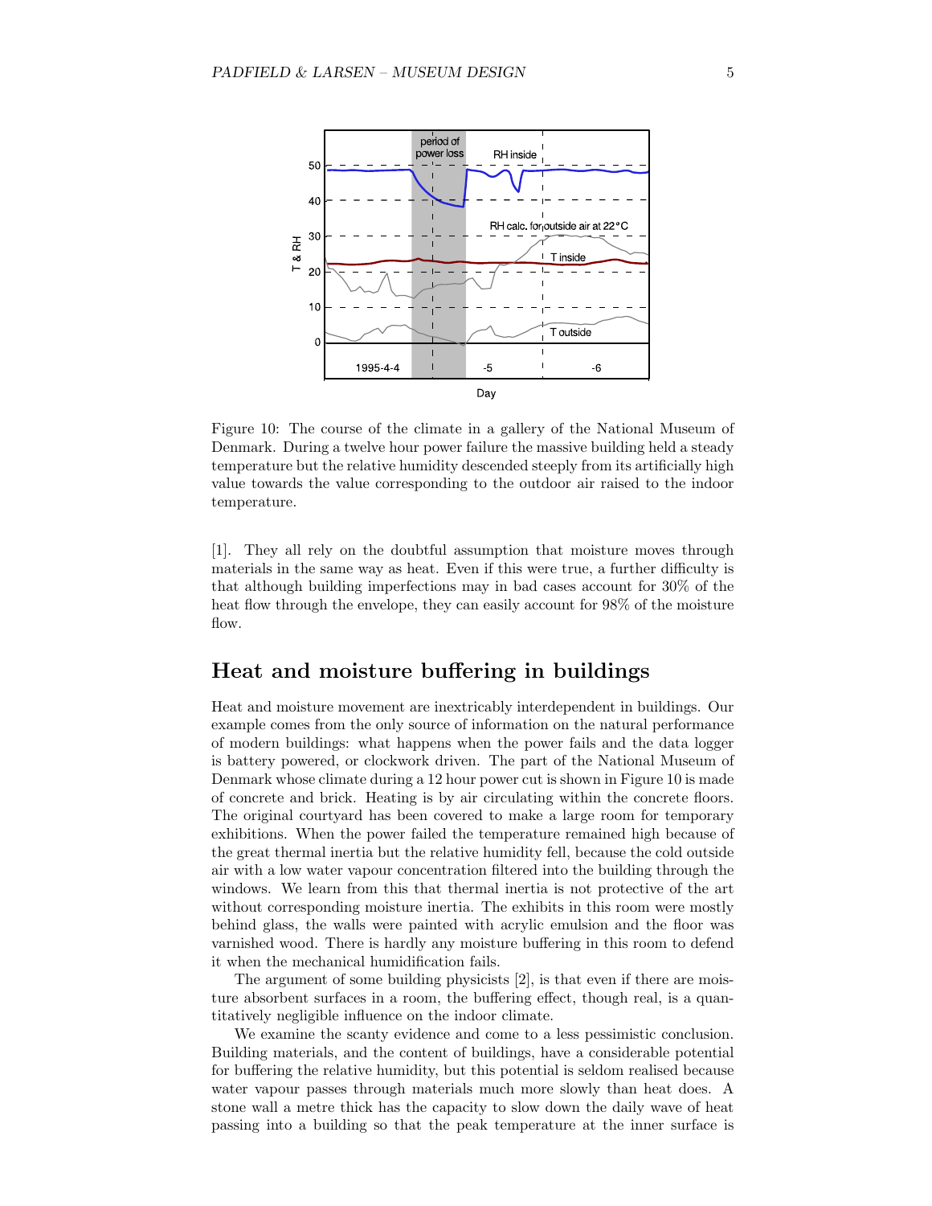Figure 10: The course of the climate in a gallery of the National Museum of Denmark. During a twelve hour power failure the massive building held a steady temperature but the relative humidity descended steeply from its artificially high value towards the value corresponding to the outdoor air raised to the indoor temperature.

[1]. They all rely on the doubtful assumption that moisture moves through materials in the same way as heat. Even if this were true, a further difficulty is that although building imperfections may in bad cases account for 30% of the heat flow through the envelope, they can easily account for 98% of the moisture flow.

## Heat and moisture buffering in buildings

Heat and moisture movement are inextricably interdependent in buildings. Our example comes from the only source of information on the natural performance of modern buildings: what happens when the power fails and the data logger is battery powered, or clockwork driven. The part of the National Museum of Denmark whose climate during a 12 hour power cut is shown in Figure 10 is made of concrete and brick. Heating is by air circulating within the concrete floors. The original courtyard has been covered to make a large room for temporary exhibitions. When the power failed the temperature remained high because of the great thermal inertia but the relative humidity fell, because the cold outside air with a low water vapour concentration filtered into the building through the windows. We learn from this that thermal inertia is not protective of the art without corresponding moisture inertia. The exhibits in this room were mostly behind glass, the walls were painted with acrylic emulsion and the floor was varnished wood. There is hardly any moisture buffering in this room to defend it when the mechanical humidification fails.

The argument of some building physicists [2], is that even if there are moisture absorbent surfaces in a room, the buffering effect, though real, is a quantitatively negligible influence on the indoor climate.

We examine the scanty evidence and come to a less pessimistic conclusion. Building materials, and the content of buildings, have a considerable potential for buffering the relative humidity, but this potential is seldom realised because water vapour passes through materials much more slowly than heat does. A stone wall a metre thick has the capacity to slow down the daily wave of heat passing into a building so that the peak temperature at the inner surface is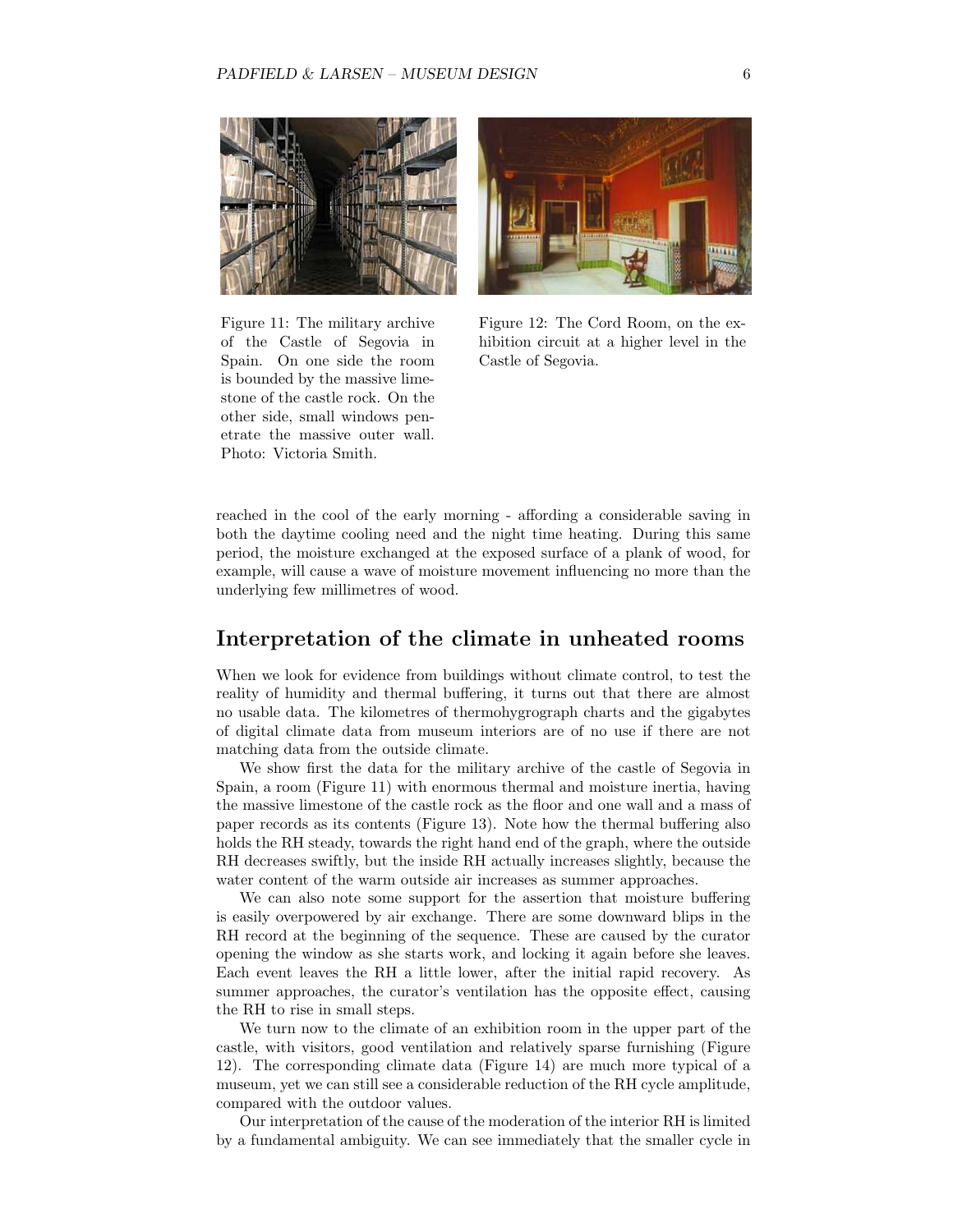Figure 11: The military archive of the Castle of Segovia in Spain. On one side the room is bounded by the massive limestone of the castle rock. On the other side, small windows penetrate the massive outer wall. Photo: Victoria Smith.

Figure 12: The Cord Room, on the exhibition circuit at a higher level in the Castle of Segovia.

reached in the cool of the early morning - affording a considerable saving in both the daytime cooling need and the night time heating. During this same period, the moisture exchanged at the exposed surface of a plank of wood, for example, will cause a wave of moisture movement influencing no more than the underlying few millimetres of wood.

## Interpretation of the climate in unheated rooms

When we look for evidence from buildings without climate control, to test the reality of humidity and thermal buffering, it turns out that there are almost no usable data. The kilometres of thermohygrograph charts and the gigabytes of digital climate data from museum interiors are of no use if there are not matching data from the outside climate.

We show first the data for the military archive of the castle of Segovia in Spain, a room (Figure 11) with enormous thermal and moisture inertia, having the massive limestone of the castle rock as the floor and one wall and a mass of paper records as its contents (Figure 13). Note how the thermal buffering also holds the RH steady, towards the right hand end of the graph, where the outside RH decreases swiftly, but the inside RH actually increases slightly, because the water content of the warm outside air increases as summer approaches.

We can also note some support for the assertion that moisture buffering is easily overpowered by air exchange. There are some downward blips in the RH record at the beginning of the sequence. These are caused by the curator opening the window as she starts work, and locking it again before she leaves. Each event leaves the RH a little lower, after the initial rapid recovery. As summer approaches, the curator's ventilation has the opposite effect, causing the RH to rise in small steps.

We turn now to the climate of an exhibition room in the upper part of the castle, with visitors, good ventilation and relatively sparse furnishing (Figure 12). The corresponding climate data (Figure 14) are much more typical of a museum, yet we can still see a considerable reduction of the RH cycle amplitude, compared with the outdoor values.

Our interpretation of the cause of the moderation of the interior RH is limited by a fundamental ambiguity. We can see immediately that the smaller cycle in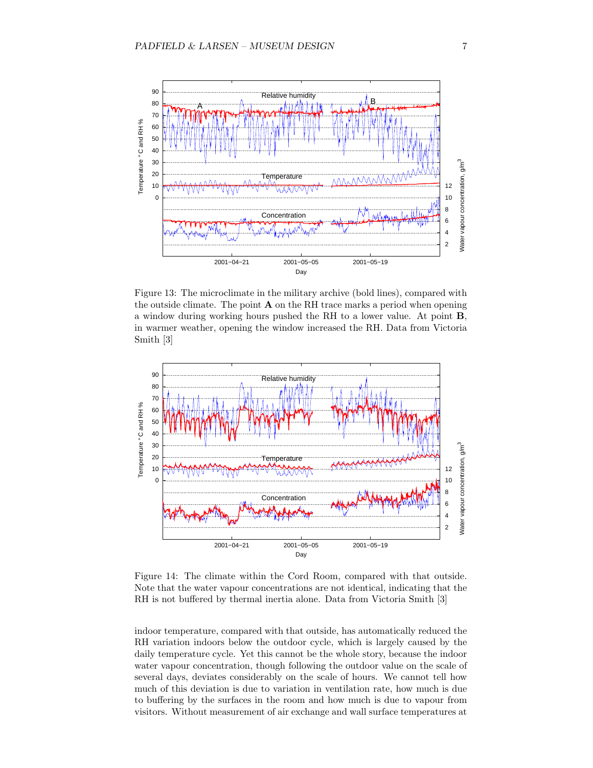Figure 13: The microclimate in the military archive (bold lines), compared with the outside climate. The point **A** on the RH trace marks a period when opening a window during working hours pushed the RH to a lower value. At point **B**, in warmer weather, opening the window increased the RH. Data from Victoria Smith [3]

Figure 14: The climate within the Cord Room, compared with that outside. Note that the water vapour concentrations are not identical, indicating that the RH is not buffered by thermal inertia alone. Data from Victoria Smith [3]

indoor temperature, compared with that outside, has automatically reduced the RH variation indoors below the outdoor cycle, which is largely caused by the daily temperature cycle. Yet this cannot be the whole story, because the indoor water vapour concentration, though following the outdoor value on the scale of several days, deviates considerably on the scale of hours. We cannot tell how much of this deviation is due to variation in ventilation rate, how much is due to buffering by the surfaces in the room and how much is due to vapour from visitors. Without measurement of air exchange and wall surface temperatures at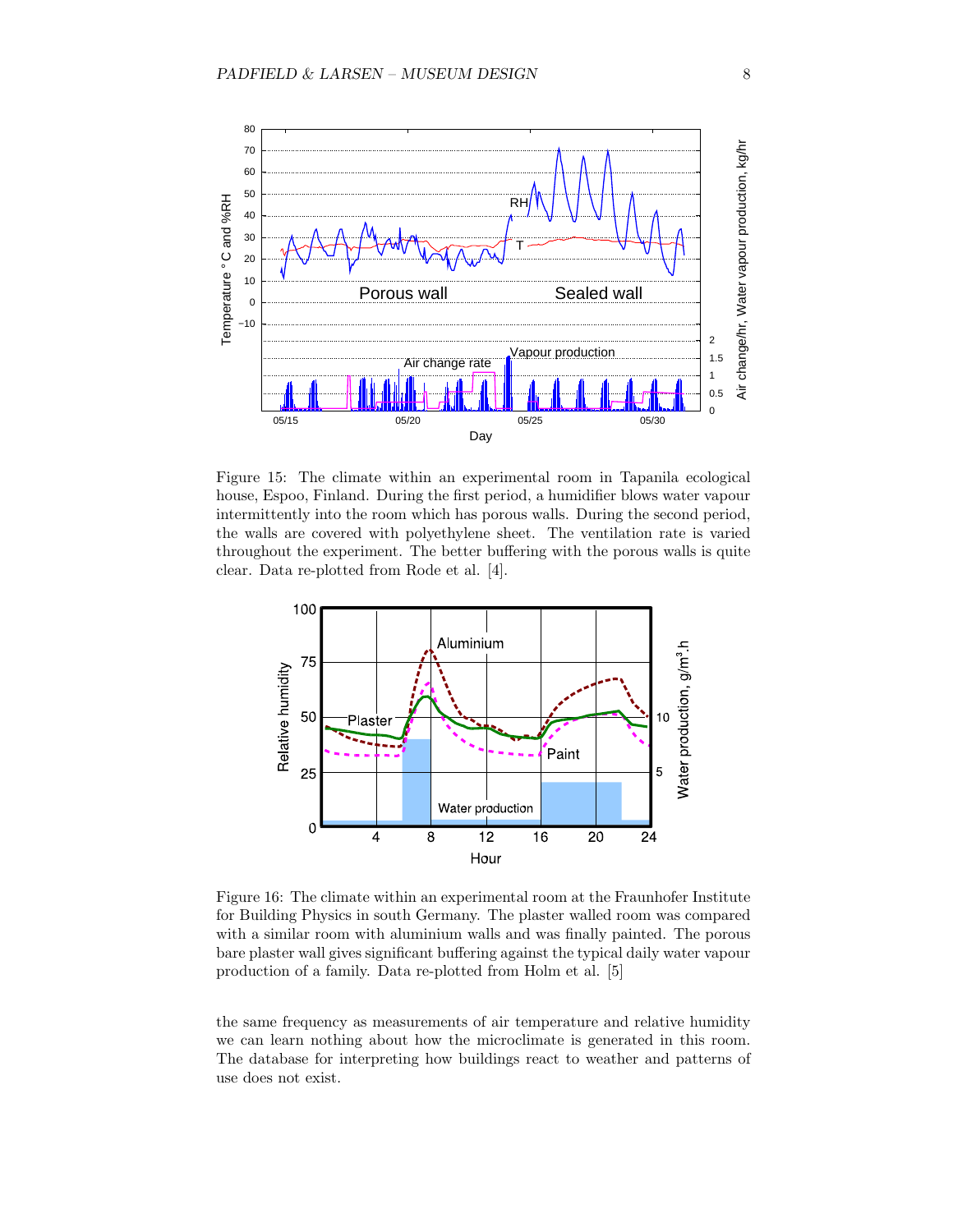Figure 15: The climate within an experimental room in Tapanila ecological house, Espoo, Finland. During the first period, a humidifier blows water vapour intermittently into the room which has porous walls. During the second period, the walls are covered with polyethylene sheet. The ventilation rate is varied throughout the experiment. The better buffering with the porous walls is quite clear. Data re-plotted from Rode et al. [4].

Figure 16: The climate within an experimental room at the Fraunhofer Institute for Building Physics in south Germany. The plaster walled room was compared with a similar room with aluminium walls and was finally painted. The porous bare plaster wall gives significant buffering against the typical daily water vapour production of a family. Data re-plotted from Holm et al. [5]

the same frequency as measurements of air temperature and relative humidity we can learn nothing about how the microclimate is generated in this room. The database for interpreting how buildings react to weather and patterns of use does not exist.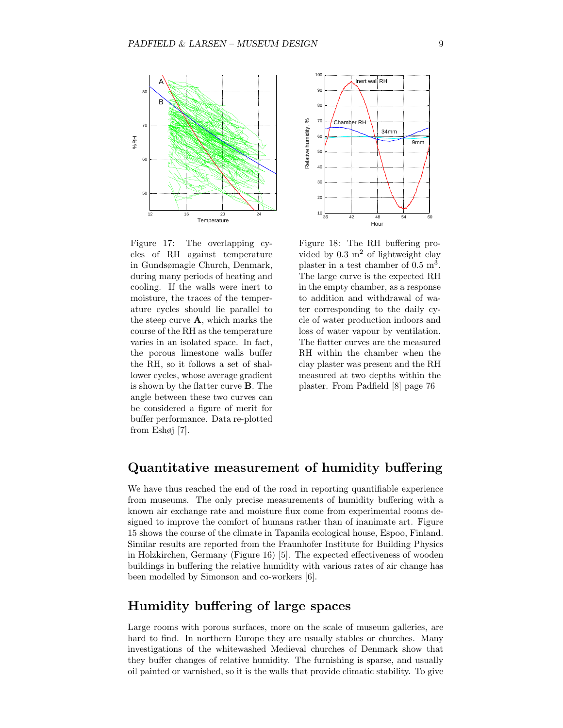Figure 17: The overlapping cycles of RH against temperature in Gundsømagle Church, Denmark, during many periods of heating and cooling. If the walls were inert to moisture, the traces of the temperature cycles should lie parallel to the steep curve **A**, which marks the course of the RH as the temperature varies in an isolated space. In fact, the porous limestone walls buffer the RH, so it follows a set of shallower cycles, whose average gradient is shown by the flatter curve **B**. The angle between these two curves can be considered a figure of merit for buffer performance. Data re-plotted from Eshøj [7].

Figure 18: The RH buffering provided by 0.3 m$^2$ of lightweight clay plaster in a test chamber of 0.5 m$^3$. The large curve is the expected RH in the empty chamber, as a response to addition and withdrawal of water corresponding to the daily cycle of water production indoors and loss of water vapour by ventilation. The flatter curves are the measured RH within the chamber when the clay plaster was present and the RH measured at two depths within the plaster. From Padfield [8] page 76

## Quantitative measurement of humidity buffering

We have thus reached the end of the road in reporting quantifiable experience from museums. The only precise measurements of humidity buffering with a known air exchange rate and moisture flux come from experimental rooms designed to improve the comfort of humans rather than of inanimate art. Figure 15 shows the course of the climate in Tapanila ecological house, Espoo, Finland. Similar results are reported from the Fraunhofer Institute for Building Physics in Holzkirchen, Germany (Figure 16) [5]. The expected effectiveness of wooden buildings in buffering the relative humidity with various rates of air change has been modelled by Simonson and co-workers [6].

## Humidity buffering of large spaces

Large rooms with porous surfaces, more on the scale of museum galleries, are hard to find. In northern Europe they are usually stables or churches. Many investigations of the whitewashed Medieval churches of Denmark show that they buffer changes of relative humidity. The furnishing is sparse, and usually oil painted or varnished, so it is the walls that provide climatic stability. To give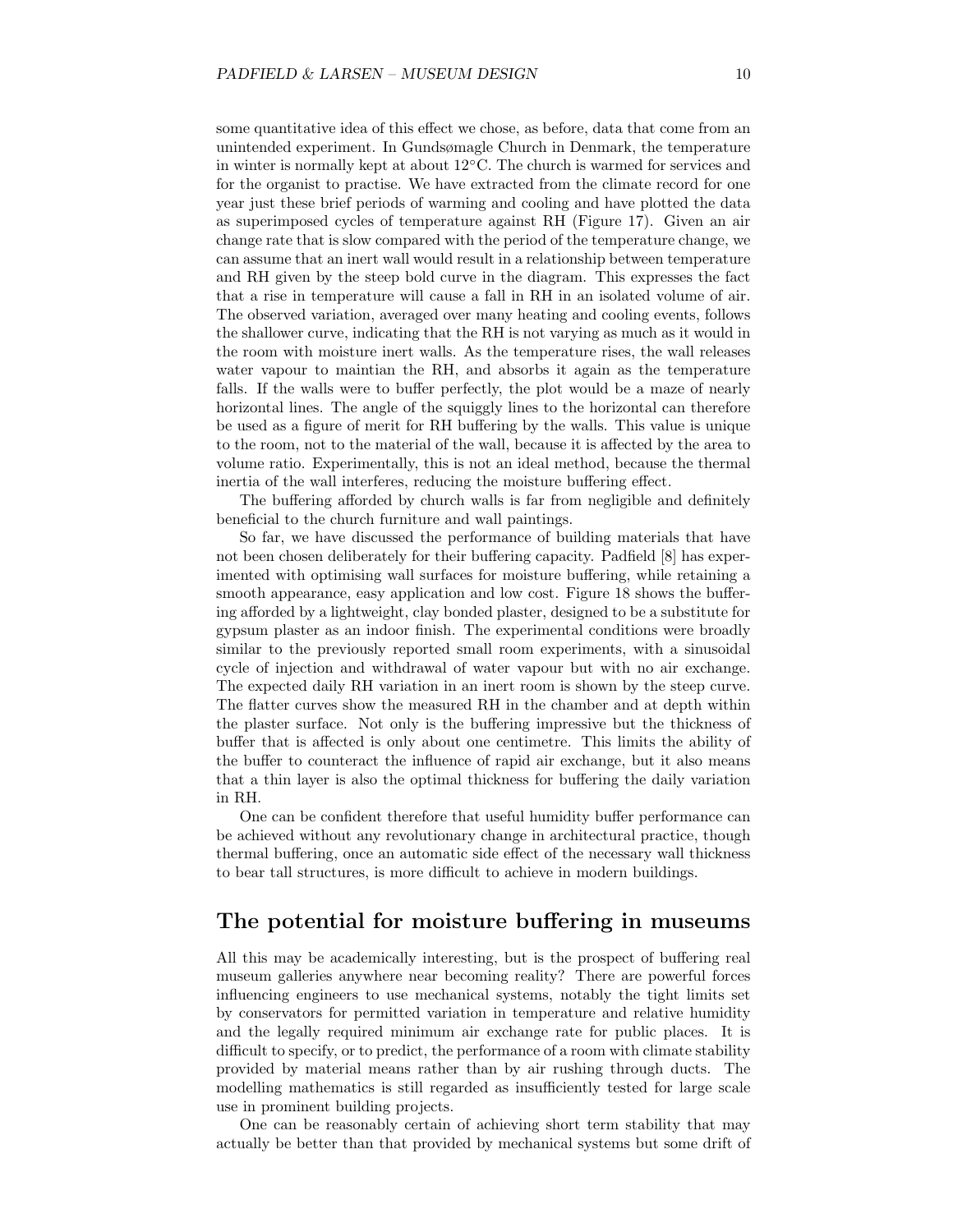some quantitative idea of this effect we chose, as before, data that come from an unintended experiment. In Gundsømagle Church in Denmark, the temperature in winter is normally kept at about 12°C. The church is warmed for services and for the organist to practise. We have extracted from the climate record for one year just these brief periods of warming and cooling and have plotted the data as superimposed cycles of temperature against RH (Figure 17). Given an air change rate that is slow compared with the period of the temperature change, we can assume that an inert wall would result in a relationship between temperature and RH given by the steep bold curve in the diagram. This expresses the fact that a rise in temperature will cause a fall in RH in an isolated volume of air. The observed variation, averaged over many heating and cooling events, follows the shallower curve, indicating that the RH is not varying as much as it would in the room with moisture inert walls. As the temperature rises, the wall releases water vapour to maintian the RH, and absorbs it again as the temperature falls. If the walls were to buffer perfectly, the plot would be a maze of nearly horizontal lines. The angle of the squiggly lines to the horizontal can therefore be used as a figure of merit for RH buffering by the walls. This value is unique to the room, not to the material of the wall, because it is affected by the area to volume ratio. Experimentally, this is not an ideal method, because the thermal inertia of the wall interferes, reducing the moisture buffering effect.

The buffering afforded by church walls is far from negligible and definitely beneficial to the church furniture and wall paintings.

So far, we have discussed the performance of building materials that have not been chosen deliberately for their buffering capacity. Padfield [8] has experimented with optimising wall surfaces for moisture buffering, while retaining a smooth appearance, easy application and low cost. Figure 18 shows the buffering afforded by a lightweight, clay bonded plaster, designed to be a substitute for gypsum plaster as an indoor finish. The experimental conditions were broadly similar to the previously reported small room experiments, with a sinusoidal cycle of injection and withdrawal of water vapour but with no air exchange. The expected daily RH variation in an inert room is shown by the steep curve. The flatter curves show the measured RH in the chamber and at depth within the plaster surface. Not only is the buffering impressive but the thickness of buffer that is affected is only about one centimetre. This limits the ability of the buffer to counteract the influence of rapid air exchange, but it also means that a thin layer is also the optimal thickness for buffering the daily variation in RH.

One can be confident therefore that useful humidity buffer performance can be achieved without any revolutionary change in architectural practice, though thermal buffering, once an automatic side effect of the necessary wall thickness to bear tall structures, is more difficult to achieve in modern buildings.

## The potential for moisture buffering in museums

All this may be academically interesting, but is the prospect of buffering real museum galleries anywhere near becoming reality? There are powerful forces influencing engineers to use mechanical systems, notably the tight limits set by conservators for permitted variation in temperature and relative humidity and the legally required minimum air exchange rate for public places. It is difficult to specify, or to predict, the performance of a room with climate stability provided by material means rather than by air rushing through ducts. The modelling mathematics is still regarded as insufficiently tested for large scale use in prominent building projects.

One can be reasonably certain of achieving short term stability that may actually be better than that provided by mechanical systems but some drift of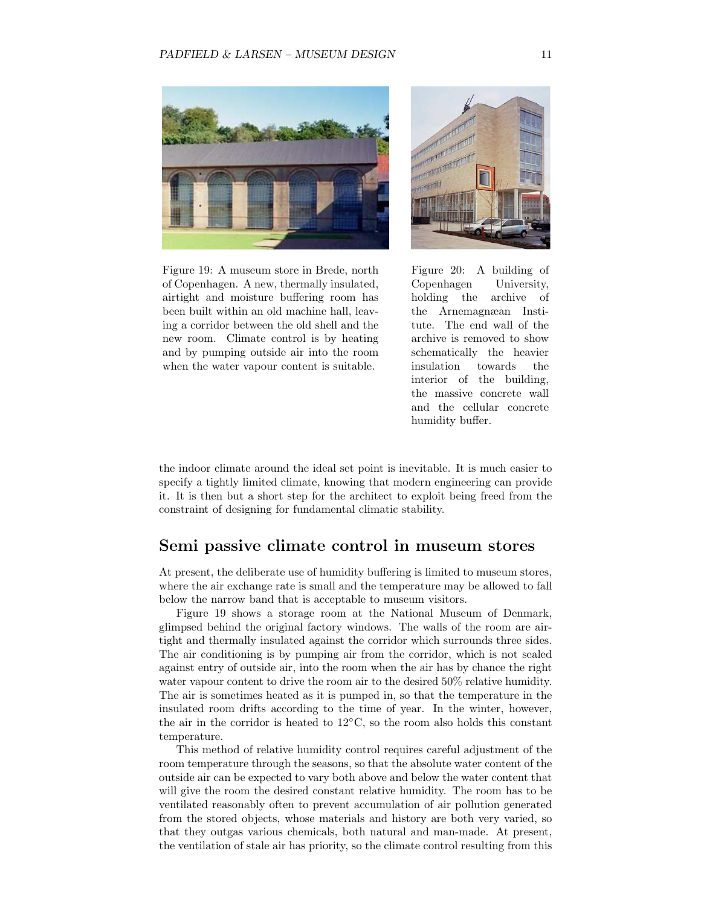Figure 19: A museum store in Brede, north of Copenhagen. A new, thermally insulated, airtight and moisture buffering room has been built within an old machine hall, leaving a corridor between the old shell and the new room. Climate control is by heating and by pumping outside air into the room when the water vapour content is suitable.

Figure 20: A building of Copenhagen University, holding the archive of the Arnemagnæan Institute. The end wall of the archive is removed to show schematically the heavier insulation towards the interior of the building, the massive concrete wall and the cellular concrete humidity buffer.

the indoor climate around the ideal set point is inevitable. It is much easier to specify a tightly limited climate, knowing that modern engineering can provide it. It is then but a short step for the architect to exploit being freed from the constraint of designing for fundamental climatic stability.

## Semi passive climate control in museum stores

At present, the deliberate use of humidity buffering is limited to museum stores, where the air exchange rate is small and the temperature may be allowed to fall below the narrow band that is acceptable to museum visitors.

Figure 19 shows a storage room at the National Museum of Denmark, glimpsed behind the original factory windows. The walls of the room are airtight and thermally insulated against the corridor which surrounds three sides. The air conditioning is by pumping air from the corridor, which is not sealed against entry of outside air, into the room when the air has by chance the right water vapour content to drive the room air to the desired 50% relative humidity. The air is sometimes heated as it is pumped in, so that the temperature in the insulated room drifts according to the time of year. In the winter, however, the air in the corridor is heated to 12°C, so the room also holds this constant temperature.

This method of relative humidity control requires careful adjustment of the room temperature through the seasons, so that the absolute water content of the outside air can be expected to vary both above and below the water content that will give the room the desired constant relative humidity. The room has to be ventilated reasonably often to prevent accumulation of air pollution generated from the stored objects, whose materials and history are both very varied, so that they outgas various chemicals, both natural and man-made. At present, the ventilation of stale air has priority, so the climate control resulting from this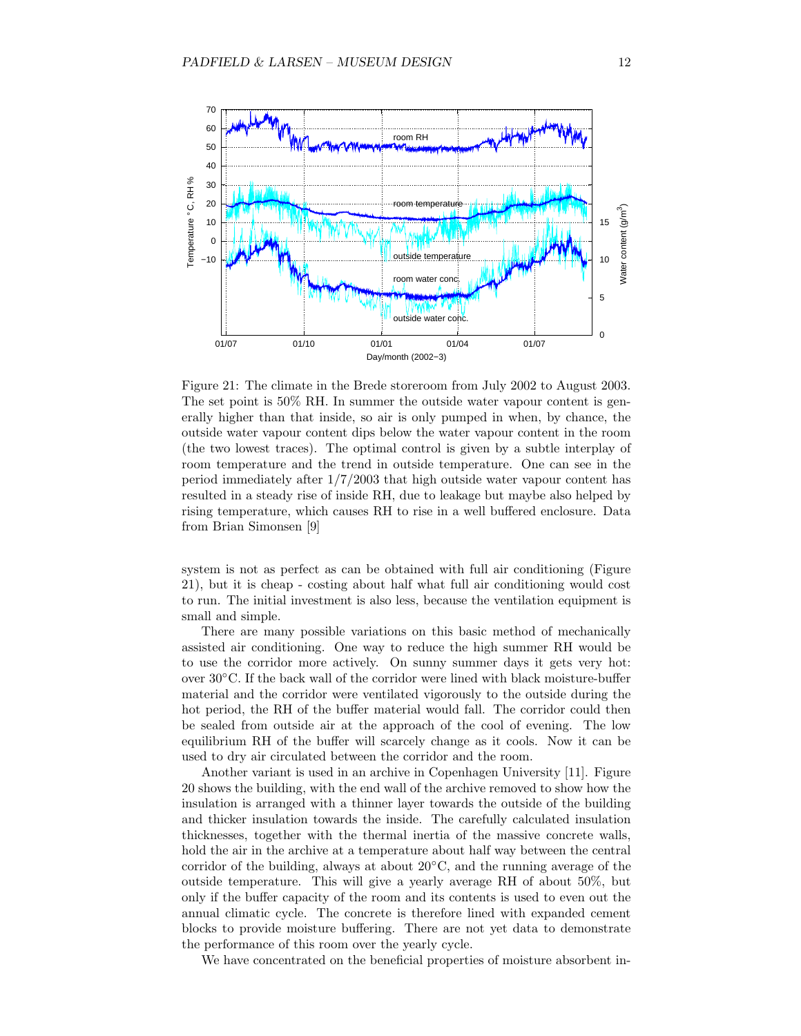Figure 21: The climate in the Brede storeroom from July 2002 to August 2003. The set point is 50% RH. In summer the outside water vapour content is generally higher than that inside, so air is only pumped in when, by chance, the outside water vapour content dips below the water vapour content in the room (the two lowest traces). The optimal control is given by a subtle interplay of room temperature and the trend in outside temperature. One can see in the period immediately after 1/7/2003 that high outside water vapour content has resulted in a steady rise of inside RH, due to leakage but maybe also helped by rising temperature, which causes RH to rise in a well buffered enclosure. Data from Brian Simonsen [9]

system is not as perfect as can be obtained with full air conditioning (Figure 21), but it is cheap - costing about half what full air conditioning would cost to run. The initial investment is also less, because the ventilation equipment is small and simple.

There are many possible variations on this basic method of mechanically assisted air conditioning. One way to reduce the high summer RH would be to use the corridor more actively. On sunny summer days it gets very hot: over 30°C. If the back wall of the corridor were lined with black moisture-buffer material and the corridor were ventilated vigorously to the outside during the hot period, the RH of the buffer material would fall. The corridor could then be sealed from outside air at the approach of the cool of evening. The low equilibrium RH of the buffer will scarcely change as it cools. Now it can be used to dry air circulated between the corridor and the room.

Another variant is used in an archive in Copenhagen University [11]. Figure 20 shows the building, with the end wall of the archive removed to show how the insulation is arranged with a thinner layer towards the outside of the building and thicker insulation towards the inside. The carefully calculated insulation thicknesses, together with the thermal inertia of the massive concrete walls, hold the air in the archive at a temperature about half way between the central corridor of the building, always at about 20°C, and the running average of the outside temperature. This will give a yearly average RH of about 50%, but only if the buffer capacity of the room and its contents is used to even out the annual climatic cycle. The concrete is therefore lined with expanded cement blocks to provide moisture buffering. There are not yet data to demonstrate the performance of this room over the yearly cycle.

We have concentrated on the beneficial properties of moisture absorbent in-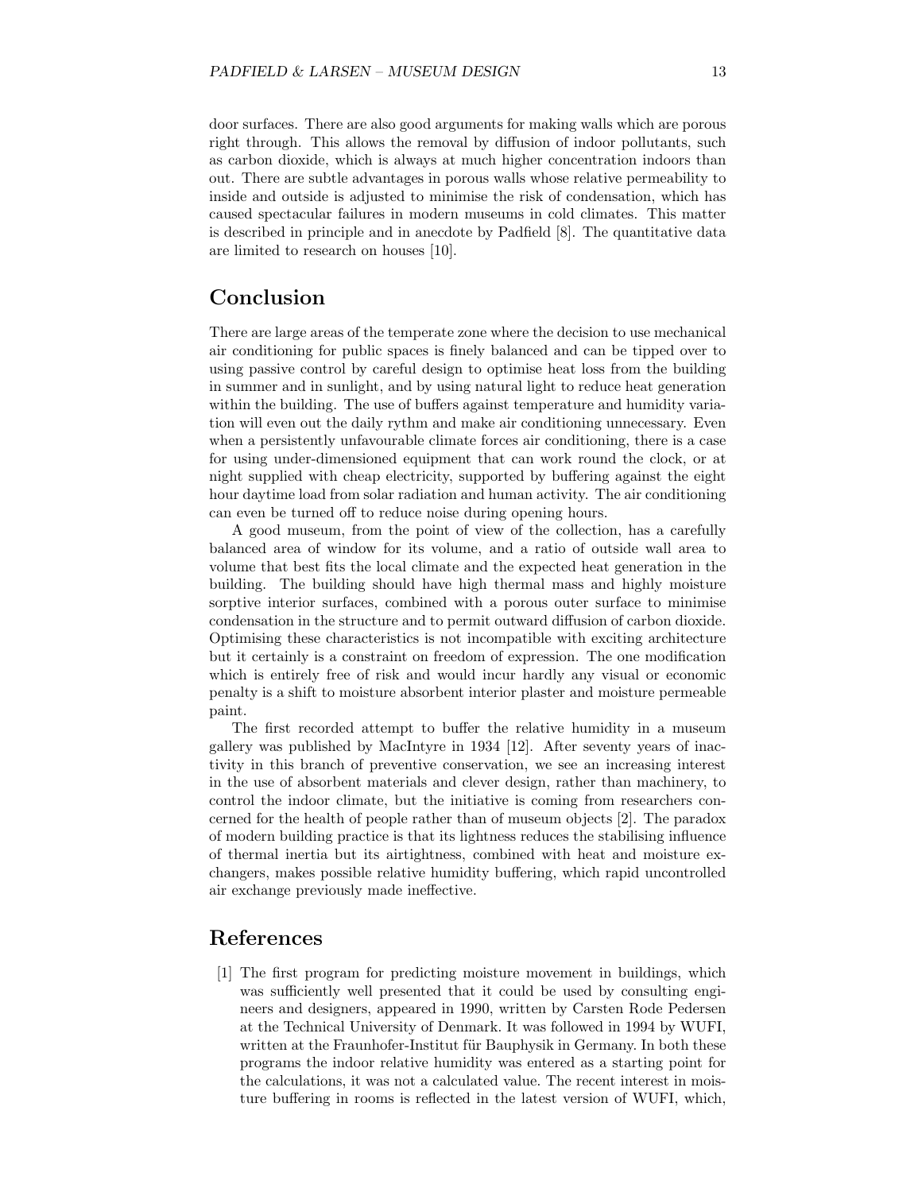door surfaces. There are also good arguments for making walls which are porous right through. This allows the removal by diffusion of indoor pollutants, such as carbon dioxide, which is always at much higher concentration indoors than out. There are subtle advantages in porous walls whose relative permeability to inside and outside is adjusted to minimise the risk of condensation, which has caused spectacular failures in modern museums in cold climates. This matter is described in principle and in anecdote by Padfield [8]. The quantitative data are limited to research on houses [10].

## Conclusion

There are large areas of the temperate zone where the decision to use mechanical air conditioning for public spaces is finely balanced and can be tipped over to using passive control by careful design to optimise heat loss from the building in summer and in sunlight, and by using natural light to reduce heat generation within the building. The use of buffers against temperature and humidity variation will even out the daily rythm and make air conditioning unnecessary. Even when a persistently unfavourable climate forces air conditioning, there is a case for using under-dimensioned equipment that can work round the clock, or at night supplied with cheap electricity, supported by buffering against the eight hour daytime load from solar radiation and human activity. The air conditioning can even be turned off to reduce noise during opening hours.

A good museum, from the point of view of the collection, has a carefully balanced area of window for its volume, and a ratio of outside wall area to volume that best fits the local climate and the expected heat generation in the building. The building should have high thermal mass and highly moisture sorptive interior surfaces, combined with a porous outer surface to minimise condensation in the structure and to permit outward diffusion of carbon dioxide. Optimising these characteristics is not incompatible with exciting architecture but it certainly is a constraint on freedom of expression. The one modification which is entirely free of risk and would incur hardly any visual or economic penalty is a shift to moisture absorbent interior plaster and moisture permeable paint.

The first recorded attempt to buffer the relative humidity in a museum gallery was published by MacIntyre in 1934 [12]. After seventy years of inactivity in this branch of preventive conservation, we see an increasing interest in the use of absorbent materials and clever design, rather than machinery, to control the indoor climate, but the initiative is coming from researchers concerned for the health of people rather than of museum objects [2]. The paradox of modern building practice is that its lightness reduces the stabilising influence of thermal inertia but its airtightness, combined with heat and moisture exchangers, makes possible relative humidity buffering, which rapid uncontrolled air exchange previously made ineffective.

## References

[1] The first program for predicting moisture movement in buildings, which was sufficiently well presented that it could be used by consulting engineers and designers, appeared in 1990, written by Carsten Rode Pedersen at the Technical University of Denmark. It was followed in 1994 by WUFI, written at the Fraunhofer-Institut für Bauphysik in Germany. In both these programs the indoor relative humidity was entered as a starting point for the calculations, it was not a calculated value. The recent interest in moisture buffering in rooms is reflected in the latest version of WUFI, which,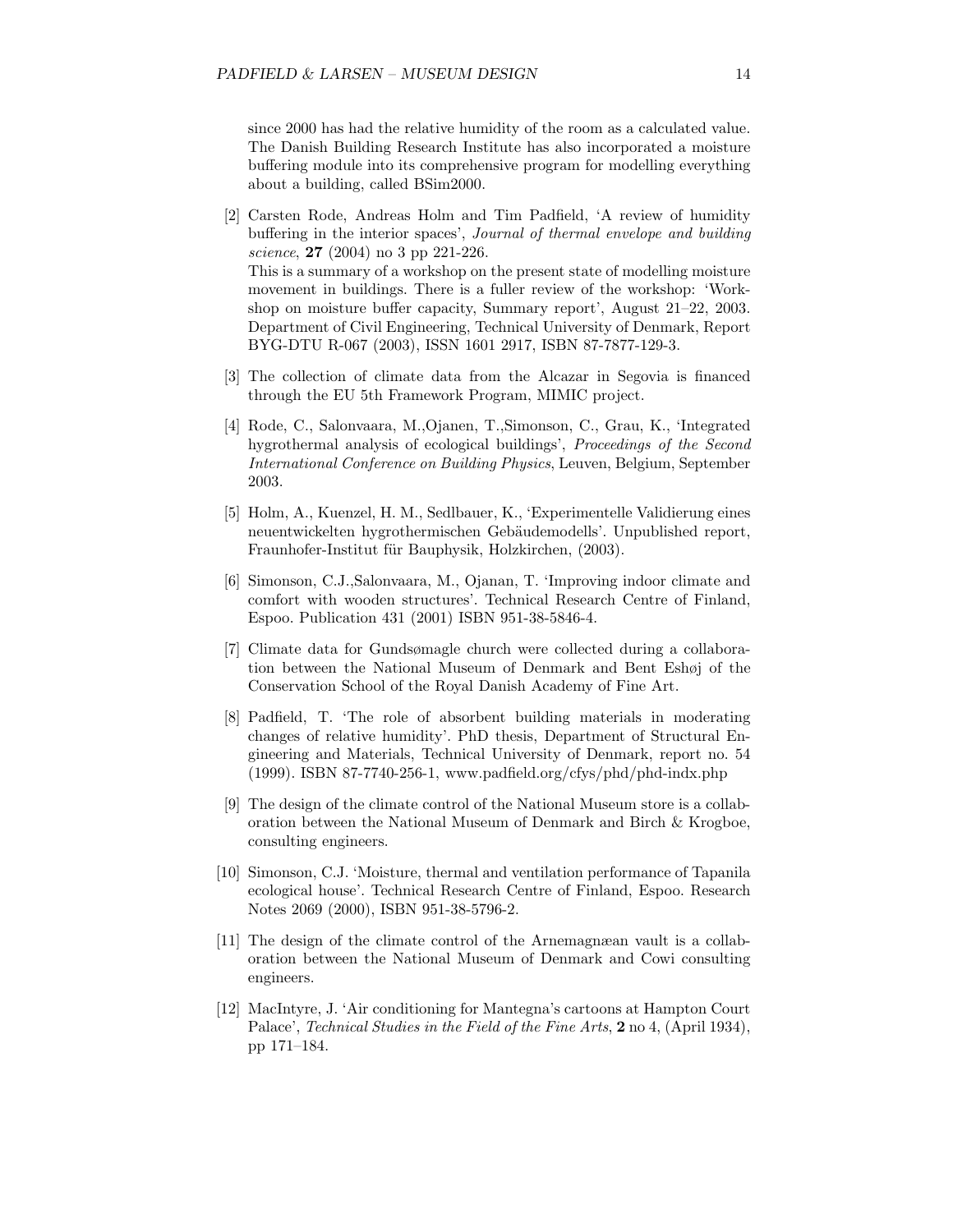since 2000 has had the relative humidity of the room as a calculated value. The Danish Building Research Institute has also incorporated a moisture buffering module into its comprehensive program for modelling everything about a building, called BSim2000.

[2] Carsten Rode, Andreas Holm and Tim Padfield, 'A review of humidity buffering in the interior spaces', *Journal of thermal envelope and building science*, **27** (2004) no 3 pp 221-226.
This is a summary of a workshop on the present state of modelling moisture movement in buildings. There is a fuller review of the workshop: 'Workshop on moisture buffer capacity, Summary report', August 21–22, 2003. Department of Civil Engineering, Technical University of Denmark, Report BYG-DTU R-067 (2003), ISSN 1601 2917, ISBN 87-7877-129-3.

[3] The collection of climate data from the Alcazar in Segovia is financed through the EU 5th Framework Program, MIMIC project.

[4] Rode, C., Salonvaara, M.,Ojanen, T.,Simonson, C., Grau, K., 'Integrated hygrothermal analysis of ecological buildings', *Proceedings of the Second International Conference on Building Physics*, Leuven, Belgium, September 2003.

[5] Holm, A., Kuenzel, H. M., Sedlbauer, K., 'Experimentelle Validierung eines neuentwickelten hygrothermischen Gebäudemodells'. Unpublished report, Fraunhofer-Institut für Bauphysik, Holzkirchen, (2003).

[6] Simonson, C.J.,Salonvaara, M., Ojanan, T. 'Improving indoor climate and comfort with wooden structures'. Technical Research Centre of Finland, Espoo. Publication 431 (2001) ISBN 951-38-5846-4.

[7] Climate data for Gundsømagle church were collected during a collaboration between the National Museum of Denmark and Bent Eshøj of the Conservation School of the Royal Danish Academy of Fine Art.

[8] Padfield, T. 'The role of absorbent building materials in moderating changes of relative humidity'. PhD thesis, Department of Structural Engineering and Materials, Technical University of Denmark, report no. 54 (1999). ISBN 87-7740-256-1, www.padfield.org/cfys/phd/phd-indx.php

[9] The design of the climate control of the National Museum store is a collaboration between the National Museum of Denmark and Birch & Krogboe, consulting engineers.

[10] Simonson, C.J. 'Moisture, thermal and ventilation performance of Tapanila ecological house'. Technical Research Centre of Finland, Espoo. Research Notes 2069 (2000), ISBN 951-38-5796-2.

[11] The design of the climate control of the Arnemagnæan vault is a collaboration between the National Museum of Denmark and Cowi consulting engineers.

[12] MacIntyre, J. 'Air conditioning for Mantegna's cartoons at Hampton Court Palace', *Technical Studies in the Field of the Fine Arts*, **2** no 4, (April 1934), pp 171–184.